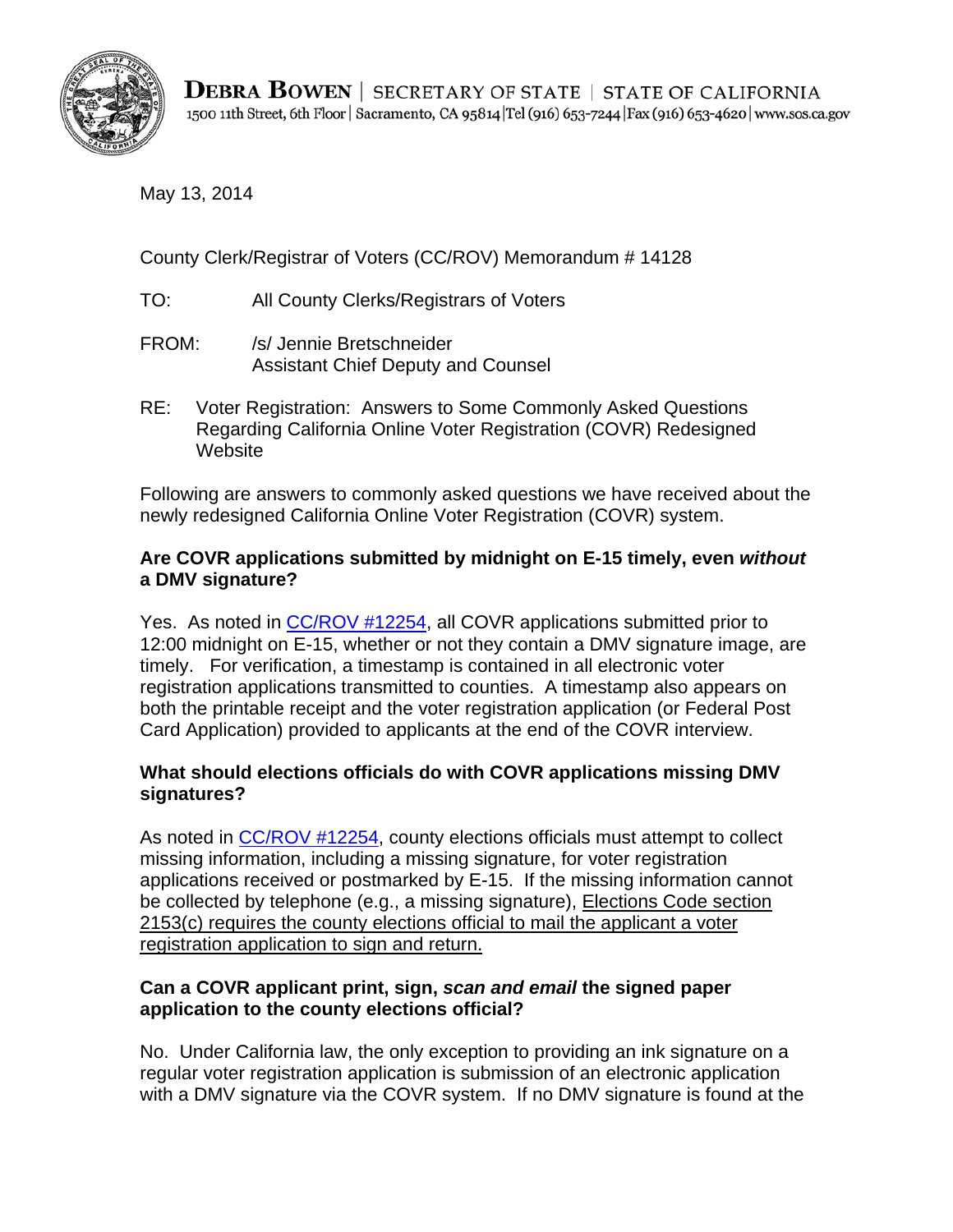**DEBRA BOWEN** | SECRETARY OF STATE | STATE OF CALIFORNIA
1500 11th Street, 6th Floor | Sacramento, CA 95814 | Tel (916) 653-7244 | Fax (916) 653-4620 | www.sos.ca.gov

May 13, 2014

County Clerk/Registrar of Voters (CC/ROV) Memorandum # 14128

TO: All County Clerks/Registrars of Voters

FROM: /s/ Jennie Bretschneider
Assistant Chief Deputy and Counsel

RE: Voter Registration: Answers to Some Commonly Asked Questions Regarding California Online Voter Registration (COVR) Redesigned Website

Following are answers to commonly asked questions we have received about the newly redesigned California Online Voter Registration (COVR) system.

**Are COVR applications submitted by midnight on E-15 timely, even *without* a DMV signature?**

Yes. As noted in [CC/ROV #12254](), all COVR applications submitted prior to 12:00 midnight on E-15, whether or not they contain a DMV signature image, are timely. For verification, a timestamp is contained in all electronic voter registration applications transmitted to counties. A timestamp also appears on both the printable receipt and the voter registration application (or Federal Post Card Application) provided to applicants at the end of the COVR interview.

**What should elections officials do with COVR applications missing DMV signatures?**

As noted in [CC/ROV #12254](), county elections officials must attempt to collect missing information, including a missing signature, for voter registration applications received or postmarked by E-15. If the missing information cannot be collected by telephone (e.g., a missing signature), <u>Elections Code section 2153(c) requires the county elections official to mail the applicant a voter registration application to sign and return.</u>

**Can a COVR applicant print, sign, *scan and email* the signed paper application to the county elections official?**

No. Under California law, the only exception to providing an ink signature on a regular voter registration application is submission of an electronic application with a DMV signature via the COVR system. If no DMV signature is found at the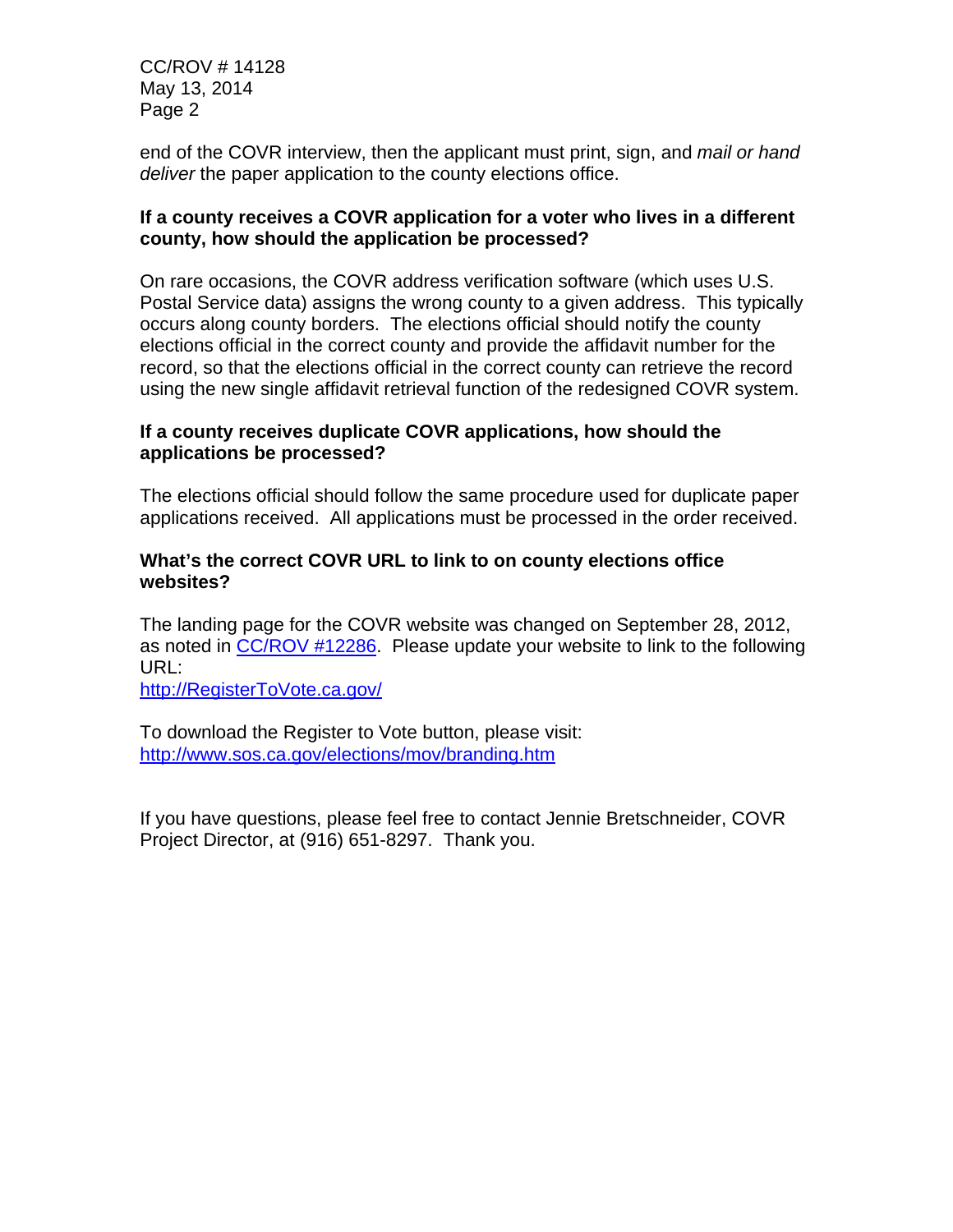end of the COVR interview, then the applicant must print, sign, and *mail or hand deliver* the paper application to the county elections office.

**If a county receives a COVR application for a voter who lives in a different county, how should the application be processed?**

On rare occasions, the COVR address verification software (which uses U.S. Postal Service data) assigns the wrong county to a given address. This typically occurs along county borders. The elections official should notify the county elections official in the correct county and provide the affidavit number for the record, so that the elections official in the correct county can retrieve the record using the new single affidavit retrieval function of the redesigned COVR system.

**If a county receives duplicate COVR applications, how should the applications be processed?**

The elections official should follow the same procedure used for duplicate paper applications received. All applications must be processed in the order received.

**What's the correct COVR URL to link to on county elections office websites?**

The landing page for the COVR website was changed on September 28, 2012, as noted in CC/ROV #12286. Please update your website to link to the following URL:
http://RegisterToVote.ca.gov/

To download the Register to Vote button, please visit:
http://www.sos.ca.gov/elections/mov/branding.htm

If you have questions, please feel free to contact Jennie Bretschneider, COVR Project Director, at (916) 651-8297. Thank you.